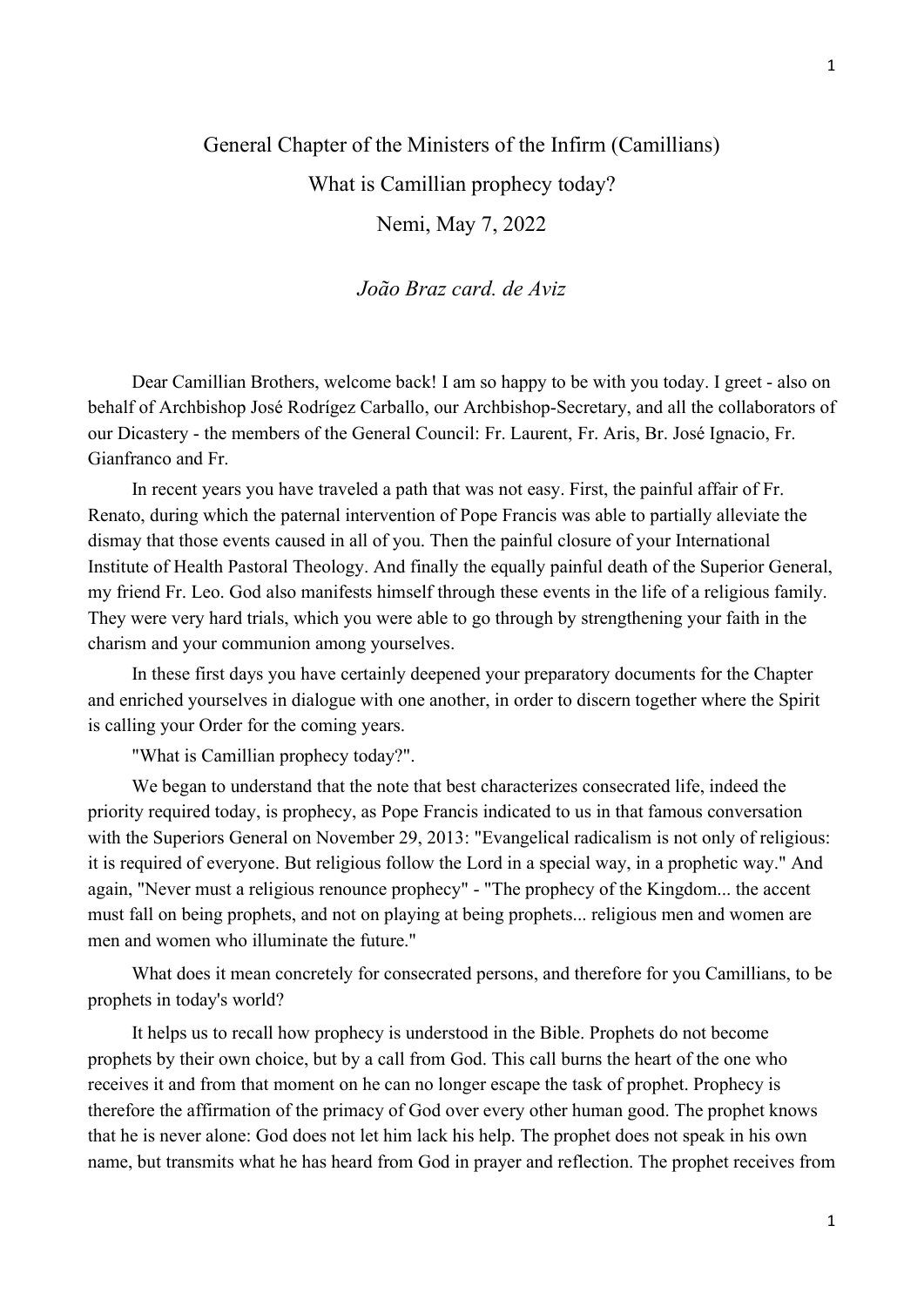# General Chapter of the Ministers of the Infirm (Camillians)

## What is Camillian prophecy today?

### Nemi, May 7, 2022

*João Braz card. de Aviz*

Dear Camillian Brothers, welcome back! I am so happy to be with you today. I greet - also on behalf of Archbishop José Rodrígez Carballo, our Archbishop-Secretary, and all the collaborators of our Dicastery - the members of the General Council: Fr. Laurent, Fr. Aris, Br. José Ignacio, Fr. Gianfranco and Fr.

In recent years you have traveled a path that was not easy. First, the painful affair of Fr. Renato, during which the paternal intervention of Pope Francis was able to partially alleviate the dismay that those events caused in all of you. Then the painful closure of your International Institute of Health Pastoral Theology. And finally the equally painful death of the Superior General, my friend Fr. Leo. God also manifests himself through these events in the life of a religious family. They were very hard trials, which you were able to go through by strengthening your faith in the charism and your communion among yourselves.

In these first days you have certainly deepened your preparatory documents for the Chapter and enriched yourselves in dialogue with one another, in order to discern together where the Spirit is calling your Order for the coming years.

"What is Camillian prophecy today?".

We began to understand that the note that best characterizes consecrated life, indeed the priority required today, is prophecy, as Pope Francis indicated to us in that famous conversation with the Superiors General on November 29, 2013: "Evangelical radicalism is not only of religious: it is required of everyone. But religious follow the Lord in a special way, in a prophetic way." And again, "Never must a religious renounce prophecy" - "The prophecy of the Kingdom... the accent must fall on being prophets, and not on playing at being prophets... religious men and women are men and women who illuminate the future."

What does it mean concretely for consecrated persons, and therefore for you Camillians, to be prophets in today's world?

It helps us to recall how prophecy is understood in the Bible. Prophets do not become prophets by their own choice, but by a call from God. This call burns the heart of the one who receives it and from that moment on he can no longer escape the task of prophet. Prophecy is therefore the affirmation of the primacy of God over every other human good. The prophet knows that he is never alone: God does not let him lack his help. The prophet does not speak in his own name, but transmits what he has heard from God in prayer and reflection. The prophet receives from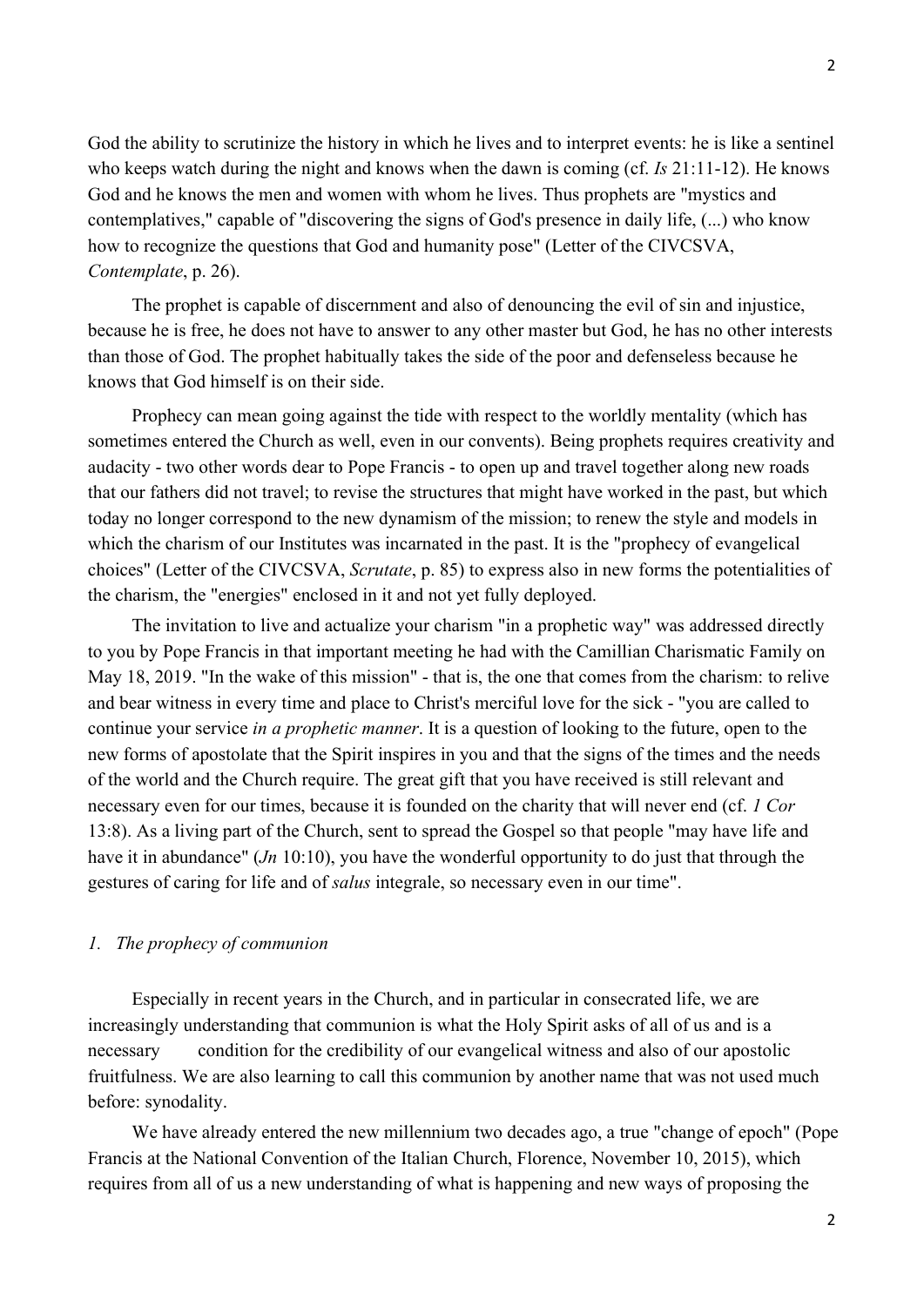God the ability to scrutinize the history in which he lives and to interpret events: he is like a sentinel who keeps watch during the night and knows when the dawn is coming (cf. *Is* 21:11-12). He knows God and he knows the men and women with whom he lives. Thus prophets are "mystics and contemplatives," capable of "discovering the signs of God's presence in daily life, (...) who know how to recognize the questions that God and humanity pose" (Letter of the CIVCSVA, *Contemplate*, p. 26).

The prophet is capable of discernment and also of denouncing the evil of sin and injustice, because he is free, he does not have to answer to any other master but God, he has no other interests than those of God. The prophet habitually takes the side of the poor and defenseless because he knows that God himself is on their side.

Prophecy can mean going against the tide with respect to the worldly mentality (which has sometimes entered the Church as well, even in our convents). Being prophets requires creativity and audacity - two other words dear to Pope Francis - to open up and travel together along new roads that our fathers did not travel; to revise the structures that might have worked in the past, but which today no longer correspond to the new dynamism of the mission; to renew the style and models in which the charism of our Institutes was incarnated in the past. It is the "prophecy of evangelical choices" (Letter of the CIVCSVA, *Scrutate*, p. 85) to express also in new forms the potentialities of the charism, the "energies" enclosed in it and not yet fully deployed.

The invitation to live and actualize your charism "in a prophetic way" was addressed directly to you by Pope Francis in that important meeting he had with the Camillian Charismatic Family on May 18, 2019. "In the wake of this mission" - that is, the one that comes from the charism: to relive and bear witness in every time and place to Christ's merciful love for the sick - "you are called to continue your service *in a prophetic manner*. It is a question of looking to the future, open to the new forms of apostolate that the Spirit inspires in you and that the signs of the times and the needs of the world and the Church require. The great gift that you have received is still relevant and necessary even for our times, because it is founded on the charity that will never end (cf. *1 Cor* 13:8). As a living part of the Church, sent to spread the Gospel so that people "may have life and have it in abundance" (*Jn* 10:10), you have the wonderful opportunity to do just that through the gestures of caring for life and of *salus* integrale, so necessary even in our time".

## *1. The prophecy of communion*

Especially in recent years in the Church, and in particular in consecrated life, we are increasingly understanding that communion is what the Holy Spirit asks of all of us and is a necessary condition for the credibility of our evangelical witness and also of our apostolic fruitfulness. We are also learning to call this communion by another name that was not used much before: synodality.

We have already entered the new millennium two decades ago, a true "change of epoch" (Pope Francis at the National Convention of the Italian Church, Florence, November 10, 2015), which requires from all of us a new understanding of what is happening and new ways of proposing the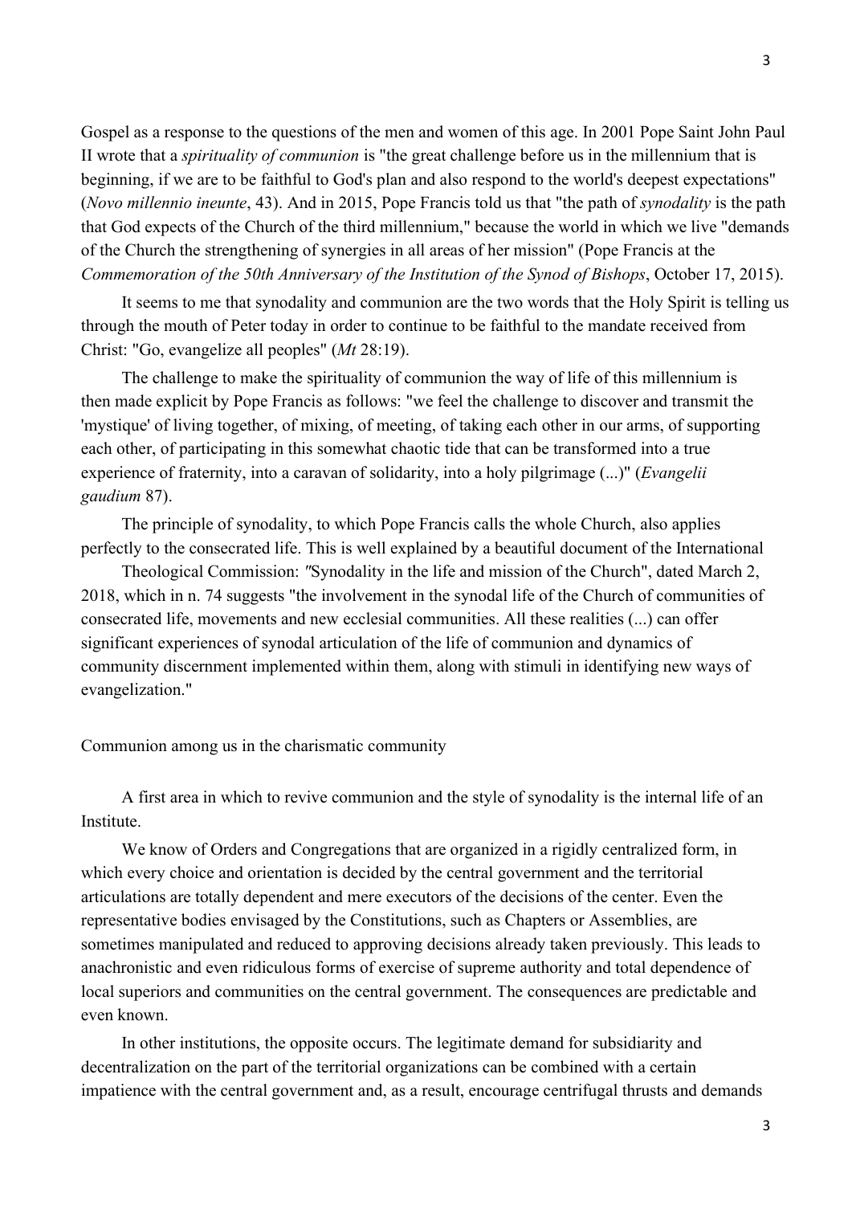Gospel as a response to the questions of the men and women of this age. In 2001 Pope Saint John Paul II wrote that a *spirituality of communion* is "the great challenge before us in the millennium that is beginning, if we are to be faithful to God's plan and also respond to the world's deepest expectations" (*Novo millennio ineunte*, 43). And in 2015, Pope Francis told us that "the path of *synodality* is the path that God expects of the Church of the third millennium," because the world in which we live "demands of the Church the strengthening of synergies in all areas of her mission" (Pope Francis at the *Commemoration of the 50th Anniversary of the Institution of the Synod of Bishops*, October 17, 2015).

It seems to me that synodality and communion are the two words that the Holy Spirit is telling us through the mouth of Peter today in order to continue to be faithful to the mandate received from Christ: "Go, evangelize all peoples" (*Mt* 28:19).

The challenge to make the spirituality of communion the way of life of this millennium is then made explicit by Pope Francis as follows: "we feel the challenge to discover and transmit the 'mystique' of living together, of mixing, of meeting, of taking each other in our arms, of supporting each other, of participating in this somewhat chaotic tide that can be transformed into a true experience of fraternity, into a caravan of solidarity, into a holy pilgrimage (...)" (*Evangelii gaudium* 87).

The principle of synodality, to which Pope Francis calls the whole Church, also applies perfectly to the consecrated life. This is well explained by a beautiful document of the International

Theological Commission: "Synodality in the life and mission of the Church", dated March 2, 2018, which in n. 74 suggests "the involvement in the synodal life of the Church of communities of consecrated life, movements and new ecclesial communities. All these realities (...) can offer significant experiences of synodal articulation of the life of communion and dynamics of community discernment implemented within them, along with stimuli in identifying new ways of evangelization."

Communion among us in the charismatic community

A first area in which to revive communion and the style of synodality is the internal life of an Institute.

We know of Orders and Congregations that are organized in a rigidly centralized form, in which every choice and orientation is decided by the central government and the territorial articulations are totally dependent and mere executors of the decisions of the center. Even the representative bodies envisaged by the Constitutions, such as Chapters or Assemblies, are sometimes manipulated and reduced to approving decisions already taken previously. This leads to anachronistic and even ridiculous forms of exercise of supreme authority and total dependence of local superiors and communities on the central government. The consequences are predictable and even known.

In other institutions, the opposite occurs. The legitimate demand for subsidiarity and decentralization on the part of the territorial organizations can be combined with a certain impatience with the central government and, as a result, encourage centrifugal thrusts and demands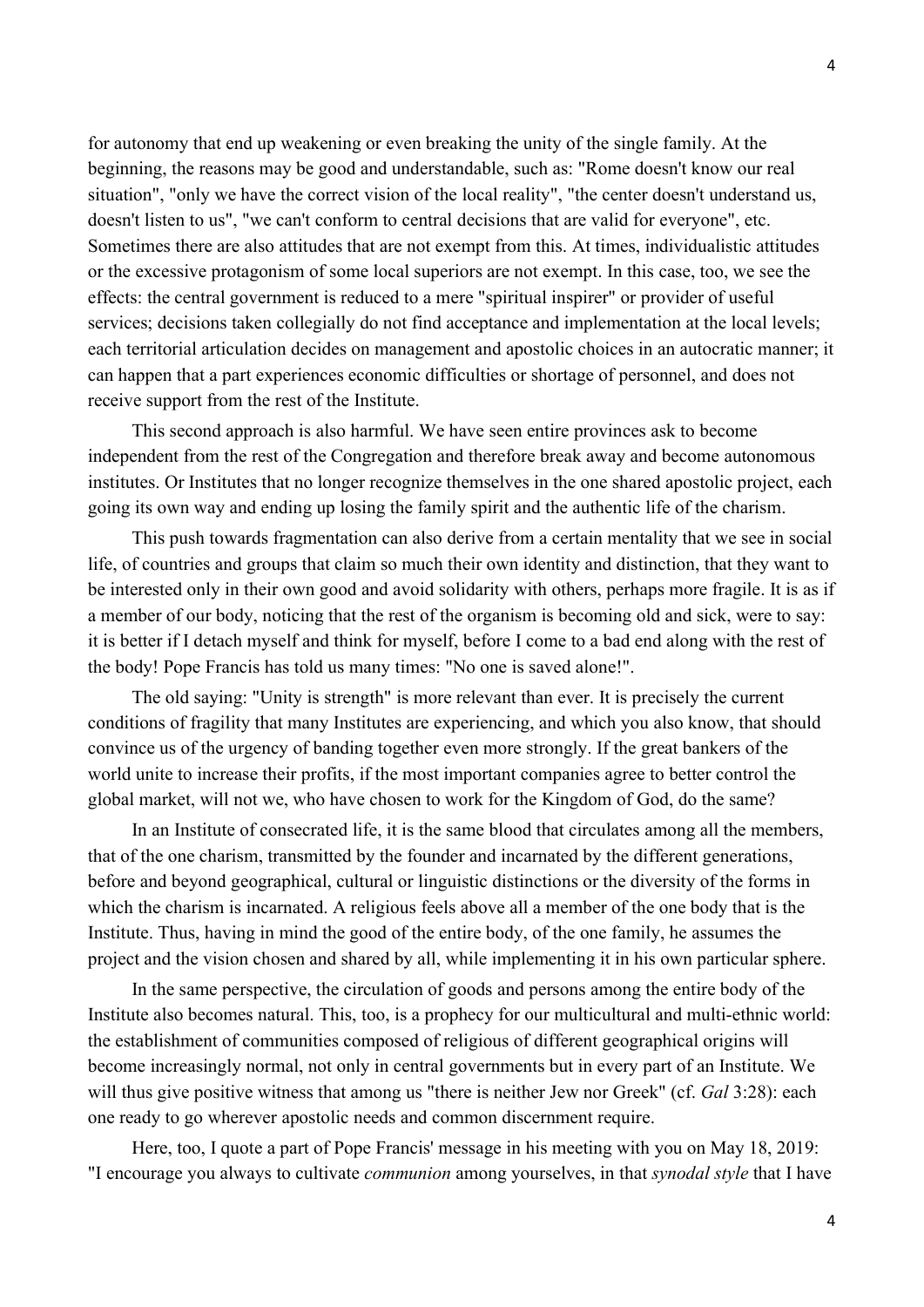for autonomy that end up weakening or even breaking the unity of the single family. At the beginning, the reasons may be good and understandable, such as: "Rome doesn't know our real situation", "only we have the correct vision of the local reality", "the center doesn't understand us, doesn't listen to us", "we can't conform to central decisions that are valid for everyone", etc. Sometimes there are also attitudes that are not exempt from this. At times, individualistic attitudes or the excessive protagonism of some local superiors are not exempt. In this case, too, we see the effects: the central government is reduced to a mere "spiritual inspirer" or provider of useful services; decisions taken collegially do not find acceptance and implementation at the local levels; each territorial articulation decides on management and apostolic choices in an autocratic manner; it can happen that a part experiences economic difficulties or shortage of personnel, and does not receive support from the rest of the Institute.

This second approach is also harmful. We have seen entire provinces ask to become independent from the rest of the Congregation and therefore break away and become autonomous institutes. Or Institutes that no longer recognize themselves in the one shared apostolic project, each going its own way and ending up losing the family spirit and the authentic life of the charism.

This push towards fragmentation can also derive from a certain mentality that we see in social life, of countries and groups that claim so much their own identity and distinction, that they want to be interested only in their own good and avoid solidarity with others, perhaps more fragile. It is as if a member of our body, noticing that the rest of the organism is becoming old and sick, were to say: it is better if I detach myself and think for myself, before I come to a bad end along with the rest of the body! Pope Francis has told us many times: "No one is saved alone!".

The old saying: "Unity is strength" is more relevant than ever. It is precisely the current conditions of fragility that many Institutes are experiencing, and which you also know, that should convince us of the urgency of banding together even more strongly. If the great bankers of the world unite to increase their profits, if the most important companies agree to better control the global market, will not we, who have chosen to work for the Kingdom of God, do the same?

In an Institute of consecrated life, it is the same blood that circulates among all the members, that of the one charism, transmitted by the founder and incarnated by the different generations, before and beyond geographical, cultural or linguistic distinctions or the diversity of the forms in which the charism is incarnated. A religious feels above all a member of the one body that is the Institute. Thus, having in mind the good of the entire body, of the one family, he assumes the project and the vision chosen and shared by all, while implementing it in his own particular sphere.

In the same perspective, the circulation of goods and persons among the entire body of the Institute also becomes natural. This, too, is a prophecy for our multicultural and multi-ethnic world: the establishment of communities composed of religious of different geographical origins will become increasingly normal, not only in central governments but in every part of an Institute. We will thus give positive witness that among us "there is neither Jew nor Greek" (cf. *Gal* 3:28): each one ready to go wherever apostolic needs and common discernment require.

Here, too, I quote a part of Pope Francis' message in his meeting with you on May 18, 2019: "I encourage you always to cultivate *communion* among yourselves, in that *synodal style* that I have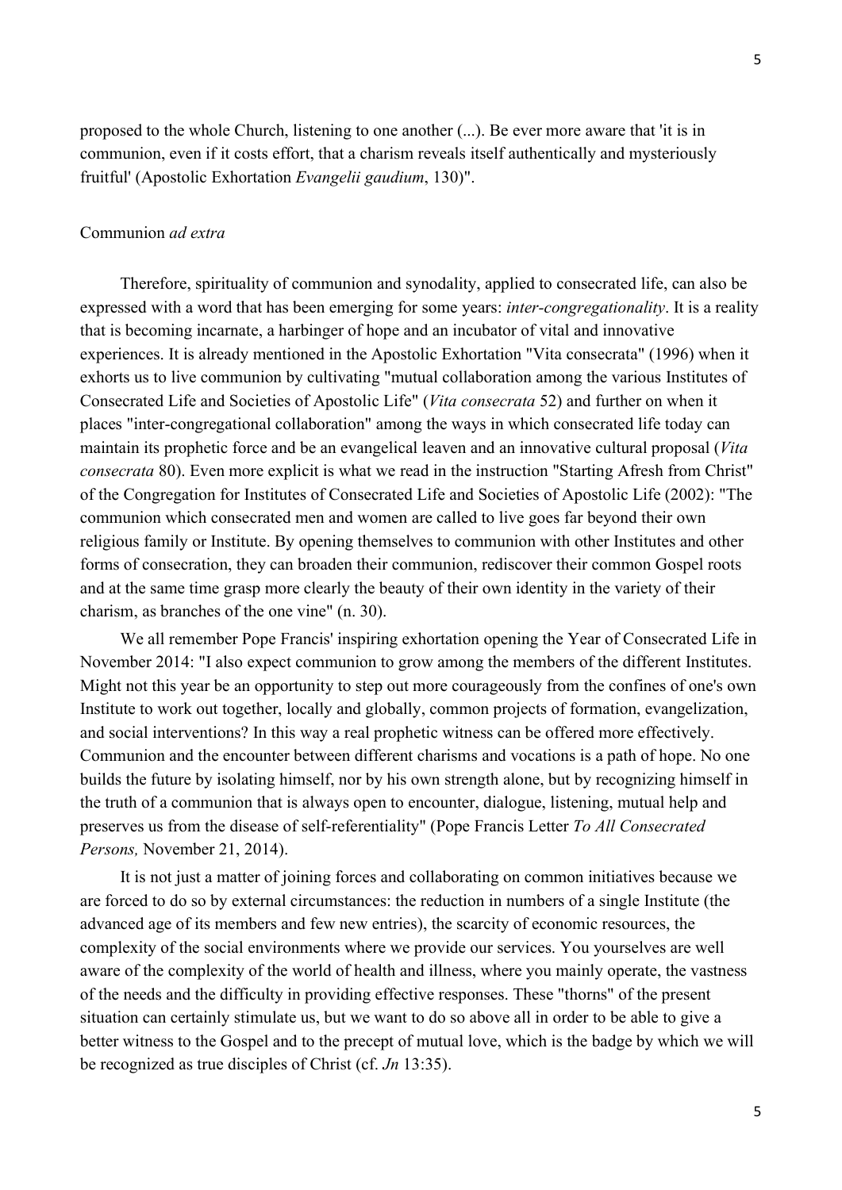proposed to the whole Church, listening to one another (...). Be ever more aware that 'it is in communion, even if it costs effort, that a charism reveals itself authentically and mysteriously fruitful' (Apostolic Exhortation *Evangelii gaudium*, 130)".

## Communion *ad extra*

Therefore, spirituality of communion and synodality, applied to consecrated life, can also be expressed with a word that has been emerging for some years: *inter-congregationality*. It is a reality that is becoming incarnate, a harbinger of hope and an incubator of vital and innovative experiences. It is already mentioned in the Apostolic Exhortation "Vita consecrata" (1996) when it exhorts us to live communion by cultivating "mutual collaboration among the various Institutes of Consecrated Life and Societies of Apostolic Life" (*Vita consecrata* 52) and further on when it places "inter-congregational collaboration" among the ways in which consecrated life today can maintain its prophetic force and be an evangelical leaven and an innovative cultural proposal (*Vita consecrata* 80). Even more explicit is what we read in the instruction "Starting Afresh from Christ" of the Congregation for Institutes of Consecrated Life and Societies of Apostolic Life (2002): "The communion which consecrated men and women are called to live goes far beyond their own religious family or Institute. By opening themselves to communion with other Institutes and other forms of consecration, they can broaden their communion, rediscover their common Gospel roots and at the same time grasp more clearly the beauty of their own identity in the variety of their charism, as branches of the one vine" (n. 30).

We all remember Pope Francis' inspiring exhortation opening the Year of Consecrated Life in November 2014: "I also expect communion to grow among the members of the different Institutes. Might not this year be an opportunity to step out more courageously from the confines of one's own Institute to work out together, locally and globally, common projects of formation, evangelization, and social interventions? In this way a real prophetic witness can be offered more effectively. Communion and the encounter between different charisms and vocations is a path of hope. No one builds the future by isolating himself, nor by his own strength alone, but by recognizing himself in the truth of a communion that is always open to encounter, dialogue, listening, mutual help and preserves us from the disease of self-referentiality" (Pope Francis Letter *To All Consecrated Persons,* November 21, 2014).

It is not just a matter of joining forces and collaborating on common initiatives because we are forced to do so by external circumstances: the reduction in numbers of a single Institute (the advanced age of its members and few new entries), the scarcity of economic resources, the complexity of the social environments where we provide our services. You yourselves are well aware of the complexity of the world of health and illness, where you mainly operate, the vastness of the needs and the difficulty in providing effective responses. These "thorns" of the present situation can certainly stimulate us, but we want to do so above all in order to be able to give a better witness to the Gospel and to the precept of mutual love, which is the badge by which we will be recognized as true disciples of Christ (cf. *Jn* 13:35).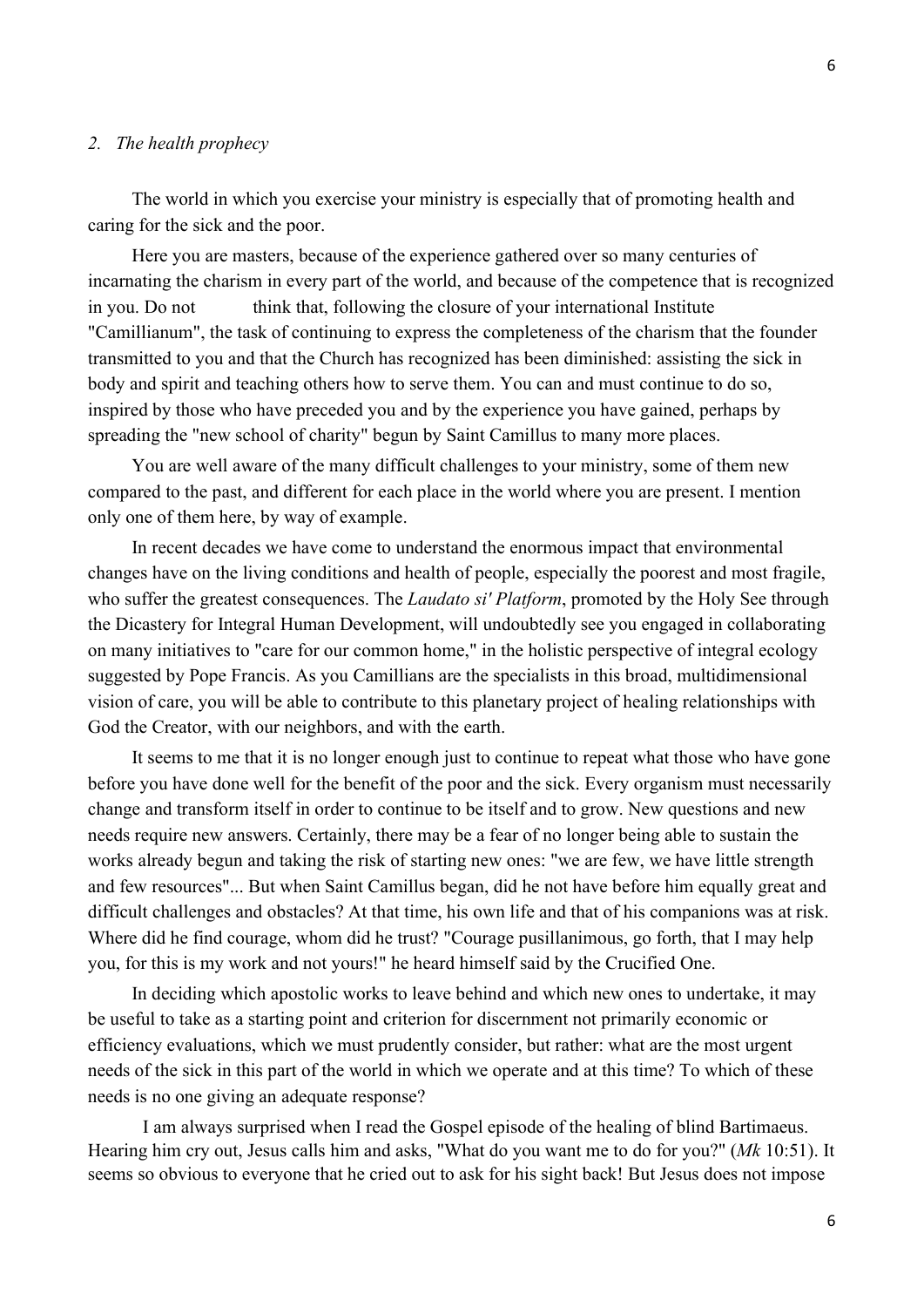## *2. The health prophecy*

The world in which you exercise your ministry is especially that of promoting health and caring for the sick and the poor.

Here you are masters, because of the experience gathered over so many centuries of incarnating the charism in every part of the world, and because of the competence that is recognized in you. Do not think that, following the closure of your international Institute "Camillianum", the task of continuing to express the completeness of the charism that the founder transmitted to you and that the Church has recognized has been diminished: assisting the sick in body and spirit and teaching others how to serve them. You can and must continue to do so, inspired by those who have preceded you and by the experience you have gained, perhaps by spreading the "new school of charity" begun by Saint Camillus to many more places.

You are well aware of the many difficult challenges to your ministry, some of them new compared to the past, and different for each place in the world where you are present. I mention only one of them here, by way of example.

In recent decades we have come to understand the enormous impact that environmental changes have on the living conditions and health of people, especially the poorest and most fragile, who suffer the greatest consequences. The *Laudato si' Platform*, promoted by the Holy See through the Dicastery for Integral Human Development, will undoubtedly see you engaged in collaborating on many initiatives to "care for our common home," in the holistic perspective of integral ecology suggested by Pope Francis. As you Camillians are the specialists in this broad, multidimensional vision of care, you will be able to contribute to this planetary project of healing relationships with God the Creator, with our neighbors, and with the earth.

It seems to me that it is no longer enough just to continue to repeat what those who have gone before you have done well for the benefit of the poor and the sick. Every organism must necessarily change and transform itself in order to continue to be itself and to grow. New questions and new needs require new answers. Certainly, there may be a fear of no longer being able to sustain the works already begun and taking the risk of starting new ones: "we are few, we have little strength and few resources"... But when Saint Camillus began, did he not have before him equally great and difficult challenges and obstacles? At that time, his own life and that of his companions was at risk. Where did he find courage, whom did he trust? "Courage pusillanimous, go forth, that I may help you, for this is my work and not yours!" he heard himself said by the Crucified One.

In deciding which apostolic works to leave behind and which new ones to undertake, it may be useful to take as a starting point and criterion for discernment not primarily economic or efficiency evaluations, which we must prudently consider, but rather: what are the most urgent needs of the sick in this part of the world in which we operate and at this time? To which of these needs is no one giving an adequate response?

I am always surprised when I read the Gospel episode of the healing of blind Bartimaeus. Hearing him cry out, Jesus calls him and asks, "What do you want me to do for you?" (*Mk* 10:51). It seems so obvious to everyone that he cried out to ask for his sight back! But Jesus does not impose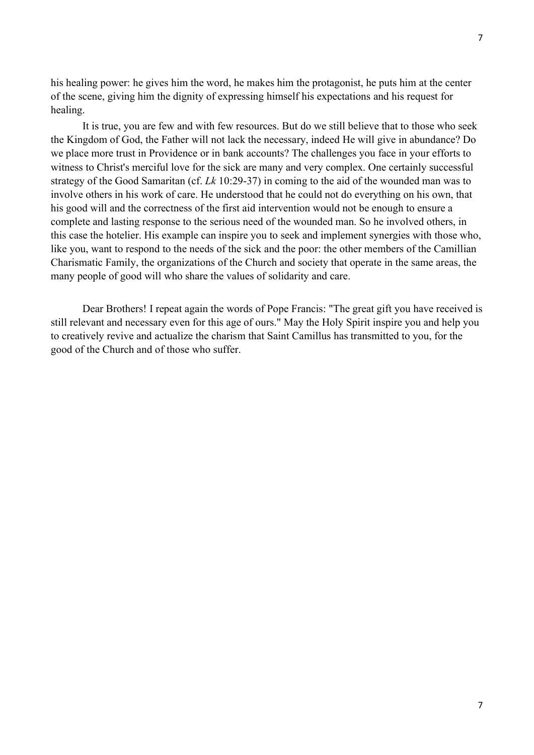his healing power: he gives him the word, he makes him the protagonist, he puts him at the center of the scene, giving him the dignity of expressing himself his expectations and his request for healing.

It is true, you are few and with few resources. But do we still believe that to those who seek the Kingdom of God, the Father will not lack the necessary, indeed He will give in abundance? Do we place more trust in Providence or in bank accounts? The challenges you face in your efforts to witness to Christ's merciful love for the sick are many and very complex. One certainly successful strategy of the Good Samaritan (cf. *Lk* 10:29-37) in coming to the aid of the wounded man was to involve others in his work of care. He understood that he could not do everything on his own, that his good will and the correctness of the first aid intervention would not be enough to ensure a complete and lasting response to the serious need of the wounded man. So he involved others, in this case the hotelier. His example can inspire you to seek and implement synergies with those who, like you, want to respond to the needs of the sick and the poor: the other members of the Camillian Charismatic Family, the organizations of the Church and society that operate in the same areas, the many people of good will who share the values of solidarity and care.

Dear Brothers! I repeat again the words of Pope Francis: "The great gift you have received is still relevant and necessary even for this age of ours." May the Holy Spirit inspire you and help you to creatively revive and actualize the charism that Saint Camillus has transmitted to you, for the good of the Church and of those who suffer.